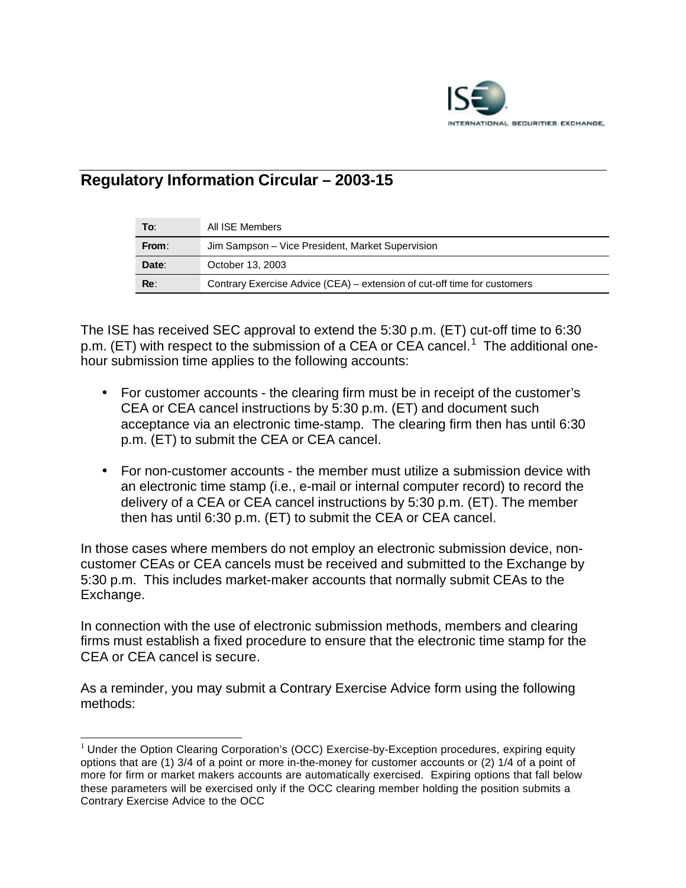# Regulatory Information Circular – 2003-15

| | |
|---|---|
| **To**: | All ISE Members |
| **From**: | Jim Sampson – Vice President, Market Supervision |
| **Date**: | October 13, 2003 |
| **Re**: | Contrary Exercise Advice (CEA) – extension of cut-off time for customers |

The ISE has received SEC approval to extend the 5:30 p.m. (ET) cut-off time to 6:30 p.m. (ET) with respect to the submission of a CEA or CEA cancel.[1] The additional one-hour submission time applies to the following accounts:

- For customer accounts - the clearing firm must be in receipt of the customer's CEA or CEA cancel instructions by 5:30 p.m. (ET) and document such acceptance via an electronic time-stamp. The clearing firm then has until 6:30 p.m. (ET) to submit the CEA or CEA cancel.

- For non-customer accounts - the member must utilize a submission device with an electronic time stamp (i.e., e-mail or internal computer record) to record the delivery of a CEA or CEA cancel instructions by 5:30 p.m. (ET). The member then has until 6:30 p.m. (ET) to submit the CEA or CEA cancel.

In those cases where members do not employ an electronic submission device, non-customer CEAs or CEA cancels must be received and submitted to the Exchange by 5:30 p.m. This includes market-maker accounts that normally submit CEAs to the Exchange.

In connection with the use of electronic submission methods, members and clearing firms must establish a fixed procedure to ensure that the electronic time stamp for the CEA or CEA cancel is secure.

As a reminder, you may submit a Contrary Exercise Advice form using the following methods:

---

[1] Under the Option Clearing Corporation's (OCC) Exercise-by-Exception procedures, expiring equity options that are (1) 3/4 of a point or more in-the-money for customer accounts or (2) 1/4 of a point of more for firm or market makers accounts are automatically exercised. Expiring options that fall below these parameters will be exercised only if the OCC clearing member holding the position submits a Contrary Exercise Advice to the OCC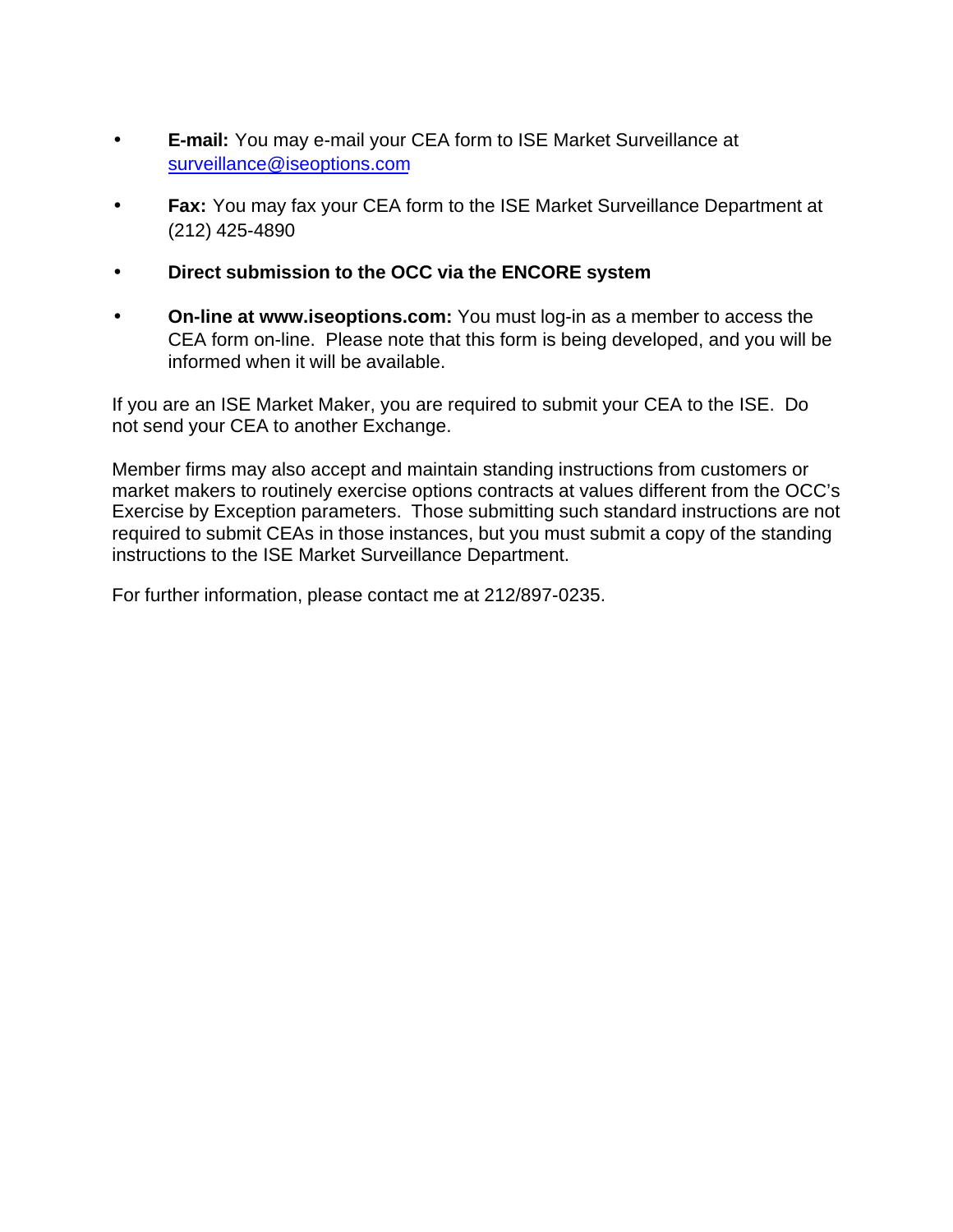- **E-mail:** You may e-mail your CEA form to ISE Market Surveillance at surveillance@iseoptions.com

- **Fax:** You may fax your CEA form to the ISE Market Surveillance Department at (212) 425-4890

- **Direct submission to the OCC via the ENCORE system**

- **On-line at www.iseoptions.com:** You must log-in as a member to access the CEA form on-line. Please note that this form is being developed, and you will be informed when it will be available.

If you are an ISE Market Maker, you are required to submit your CEA to the ISE. Do not send your CEA to another Exchange.

Member firms may also accept and maintain standing instructions from customers or market makers to routinely exercise options contracts at values different from the OCC's Exercise by Exception parameters. Those submitting such standard instructions are not required to submit CEAs in those instances, but you must submit a copy of the standing instructions to the ISE Market Surveillance Department.

For further information, please contact me at 212/897-0235.